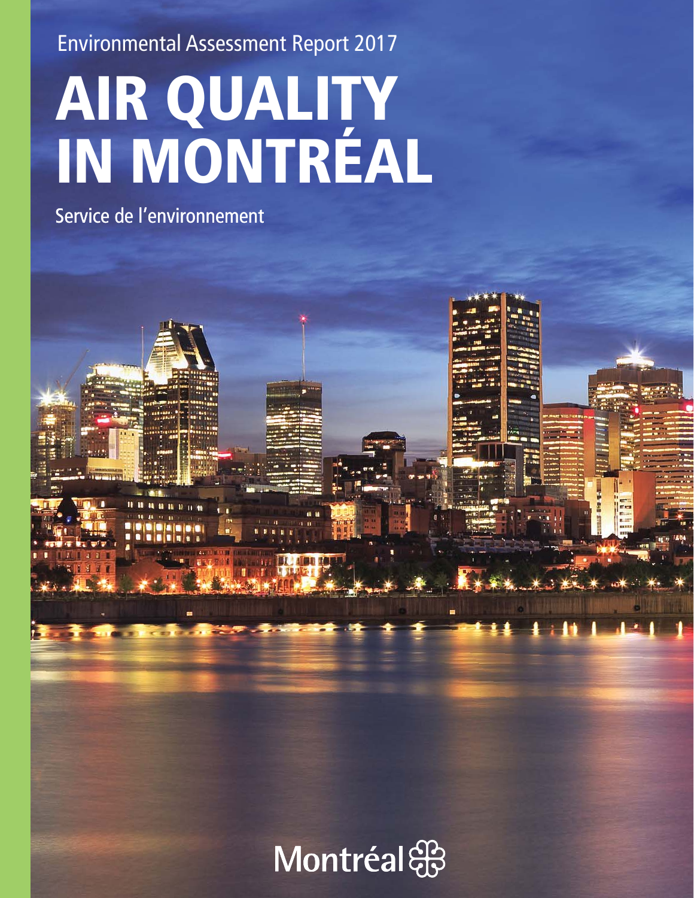Environmental Assessment Report 2017

# AIR QUALITY IN MONTRÉAL

Service de l'environnement

Montréal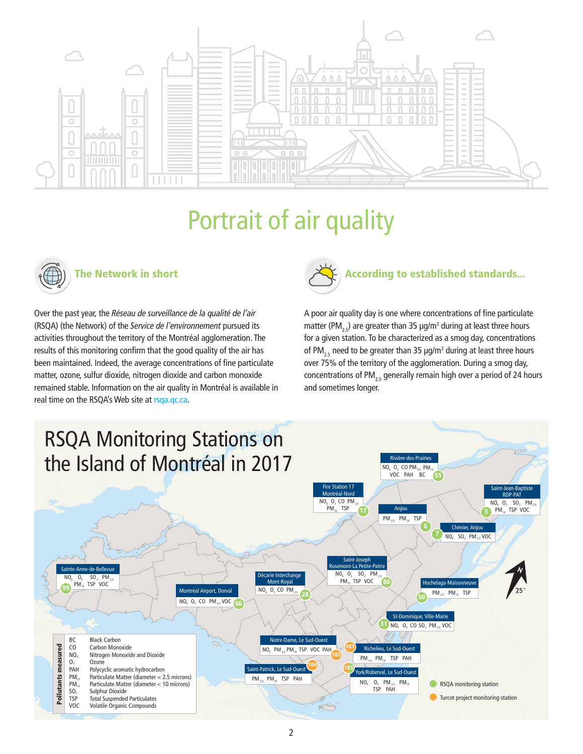# Portrait of air quality

## The Network in short

Over the past year, the *Réseau de surveillance de la qualité de l'air* (RSQA) (the Network) of the *Service de l'environnement* pursued its activities throughout the territory of the Montréal agglomeration. The results of this monitoring confirm that the good quality of the air has been maintained. Indeed, the average concentrations of fine particulate matter, ozone, sulfur dioxide, nitrogen dioxide and carbon monoxide remained stable. Information on the air quality in Montréal is available in real time on the RSQA's Web site at rsqa.qc.ca.

## According to established standards...

A poor air quality day is one where concentrations of fine particulate matter ($PM_{2.5}$) are greater than 35 µg/m³ during at least three hours for a given station. To be characterized as a smog day, concentrations of $PM_{2.5}$ need to be greater than 35 µg/m³ during at least three hours over 75% of the territory of the agglomeration. During a smog day, concentrations of $PM_{2.5}$ generally remain high over a period of 24 hours and sometimes longer.

## RSQA Monitoring Stations on the Island of Montréal in 2017

Rivière-des-Prairies — $NO_x$ $O_3$ CO $PM_{2.5}$ $PM_{10}$ VOC PAH BC — 55

Fire Station 17 Montréal-Nord — $NO_x$ $O_3$ CO $PM_{2.5}$ $PM_{10}$ TSP — 17

Saint-Jean-Baptiste RDP-PAT — $NO_x$ $O_3$ $SO_2$ $PM_{2.5}$ $PM_{10}$ TSP VOC — 3

Anjou — $PM_{2.5}$ $PM_{10}$ TSP — 6

Chénier, Anjou — $NO_x$ $SO_2$ $PM_{2.5}$ VOC — 7

Sainte-Anne-de-Bellevue — $NO_x$ $O_3$ $SO_2$ $PM_{2.5}$ $PM_{10}$ TSP VOC — 99

Montréal Airport, Dorval — $NO_x$ $O_3$ CO $PM_{2.5}$ VOC — 66

Décarie Interchange Mont-Royal — $NO_x$ $O_3$ CO $PM_{2.5}$ — 28

Saint-Joseph Rosemont-La Petite-Patrie — $NO_x$ $O_3$ $SO_2$ $PM_{2.5}$ $PM_{10}$ TSP VOC — 80

Hochelaga-Maisonneuve — $PM_{2.5}$ $PM_{10}$ TSP — 50

St-Dominique, Ville-Marie — $NO_x$ $O_3$ CO $SO_2$ $PM_{2.5}$ VOC — 31

Notre-Dame, Le Sud-Ouest — $NO_x$ $PM_{2.5}$ $PM_{10}$ TSP VOC PAH — 102

Richelieu, Le Sud-Ouest — $PM_{2.5}$ $PM_{10}$ TSP PAH — 101

Saint-Patrick, Le Sud-Ouest — $PM_{2.5}$ $PM_{10}$ TSP PAH — 104

York/Roberval, Le Sud-Ouest — $NO_x$ $O_3$ $PM_{2.5}$ $PM_{10}$ TSP PAH — 103

25°

RSQA monitoring station

Turcot project monitoring station

**Pollutants measured**

| | |
|---|---|
| BC | Black Carbon |
| CO | Carbon Monoxide |
| $NO_x$ | Nitrogen Monoxide and Dioxide |
| $O_3$ | Ozone |
| PAH | Polycyclic aromatic hydrocarbon |
| $PM_{2.5}$ | Particulate Matter (diameter < 2.5 microns) |
| $PM_{10}$ | Particulate Matter (diameter < 10 microns) |
| $SO_2$ | Sulphur Dioxide |
| TSP | Total Suspended Particulates |
| VOC | Volatile Organic Compounds |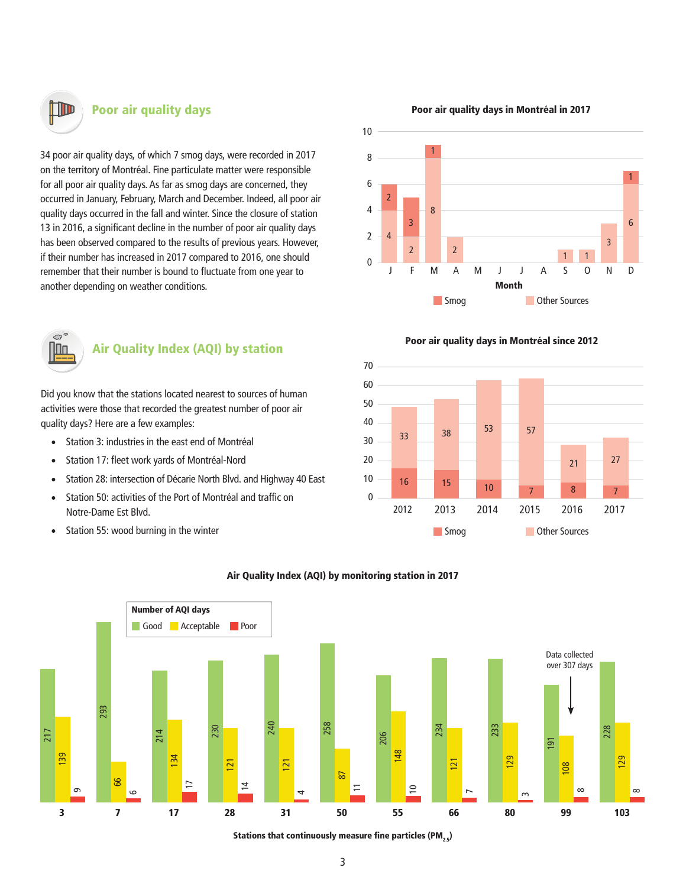## Poor air quality days

34 poor air quality days, of which 7 smog days, were recorded in 2017 on the territory of Montréal. Fine particulate matter were responsible for all poor air quality days. As far as smog days are concerned, they occurred in January, February, March and December. Indeed, all poor air quality days occurred in the fall and winter. Since the closure of station 13 in 2016, a significant decline in the number of poor air quality days has been observed compared to the results of previous years. However, if their number has increased in 2017 compared to 2016, one should remember that their number is bound to fluctuate from one year to another depending on weather conditions.

**Poor air quality days in Montréal in 2017**

10
8
6
4
2
0

J F M A M J J A S O N D

Month

2 4 3 2 1 8 2 1 1 3 1 6

Smog
Other Sources

## Air Quality Index (AQI) by station

Did you know that the stations located nearest to sources of human activities were those that recorded the greatest number of poor air quality days? Here are a few examples:

- Station 3: industries in the east end of Montréal
- Station 17: fleet work yards of Montréal-Nord
- Station 28: intersection of Décarie North Blvd. and Highway 40 East
- Station 50: activities of the Port of Montréal and traffic on Notre-Dame Est Blvd.
- Station 55: wood burning in the winter

**Poor air quality days in Montréal since 2012**

70
60
50
40
30
20
10
0

2012 2013 2014 2015 2016 2017

33 16 38 15 53 10 57 7 21 8 27 7

Smog
Other Sources

**Air Quality Index (AQI) by monitoring station in 2017**

Number of AQI days
Good
Acceptable
Poor

Data collected over 307 days

217 139 9
293 66 6
214 134 17
230 121 14
240 121 4
258 87 11
206 148 10
234 121 7
233 129 3
191 108 8
228 129 8

3 7 17 28 31 50 55 66 80 99 103

**Stations that continuously measure fine particles ($PM_{2.5}$)**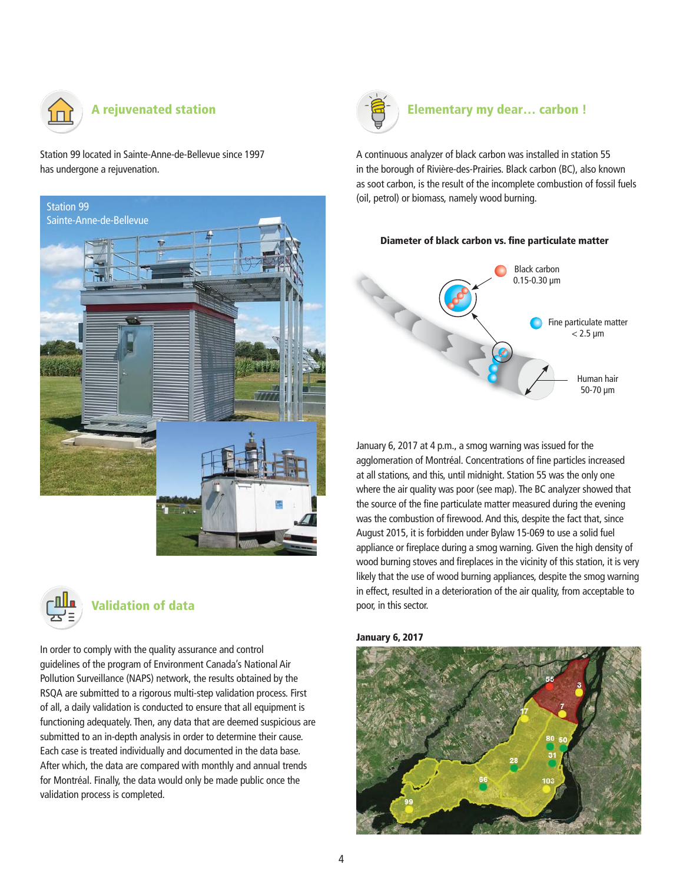## A rejuvenated station

Station 99 located in Sainte-Anne-de-Bellevue since 1997 has undergone a rejuvenation.

Station 99
Sainte-Anne-de-Bellevue

## Validation of data

In order to comply with the quality assurance and control guidelines of the program of Environment Canada's National Air Pollution Surveillance (NAPS) network, the results obtained by the RSQA are submitted to a rigorous multi-step validation process. First of all, a daily validation is conducted to ensure that all equipment is functioning adequately. Then, any data that are deemed suspicious are submitted to an in-depth analysis in order to determine their cause. Each case is treated individually and documented in the data base. After which, the data are compared with monthly and annual trends for Montréal. Finally, the data would only be made public once the validation process is completed.

## Elementary my dear… carbon !

A continuous analyzer of black carbon was installed in station 55 in the borough of Rivière-des-Prairies. Black carbon (BC), also known as soot carbon, is the result of the incomplete combustion of fossil fuels (oil, petrol) or biomass, namely wood burning.

**Diameter of black carbon vs. fine particulate matter**

Black carbon
0.15-0.30 µm

Fine particulate matter
< 2.5 µm

Human hair
50-70 µm

January 6, 2017 at 4 p.m., a smog warning was issued for the agglomeration of Montréal. Concentrations of fine particles increased at all stations, and this, until midnight. Station 55 was the only one where the air quality was poor (see map). The BC analyzer showed that the source of the fine particulate matter measured during the evening was the combustion of firewood. And this, despite the fact that, since August 2015, it is forbidden under Bylaw 15-069 to use a solid fuel appliance or fireplace during a smog warning. Given the high density of wood burning stoves and fireplaces in the vicinity of this station, it is very likely that the use of wood burning appliances, despite the smog warning in effect, resulted in a deterioration of the air quality, from acceptable to poor, in this sector.

**January 6, 2017**

55
3
7
17
80
50
31
28
66
103
99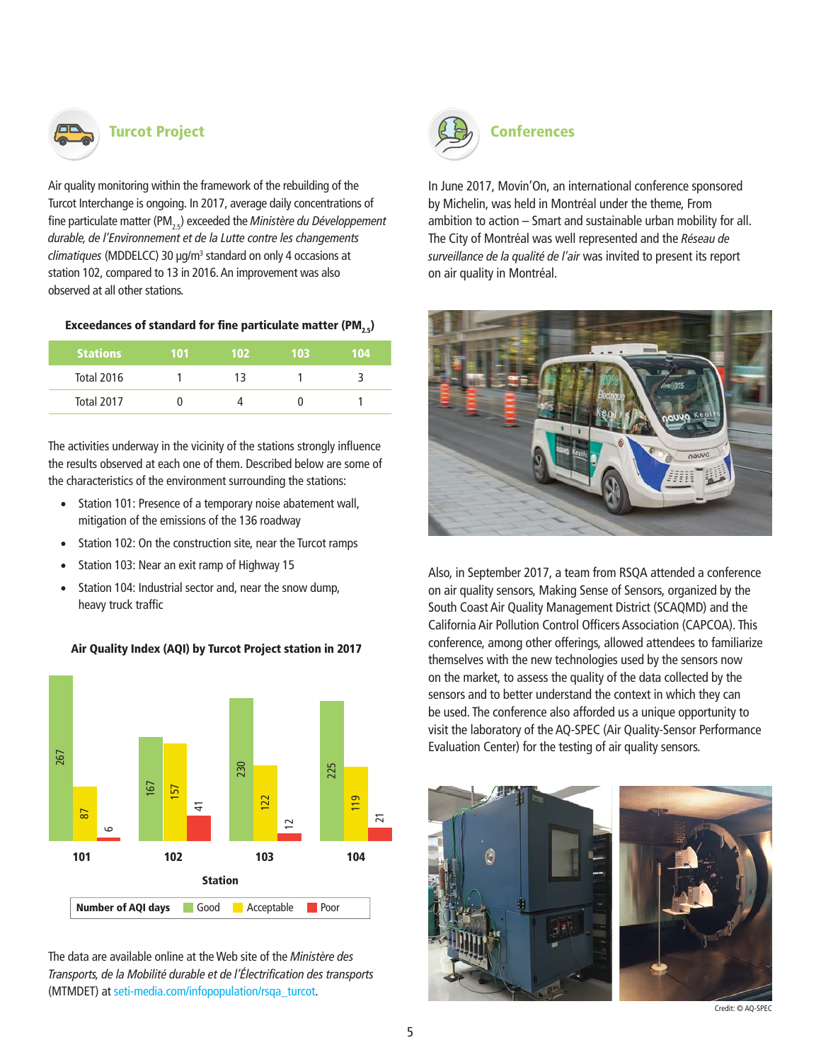## Turcot Project

Air quality monitoring within the framework of the rebuilding of the Turcot Interchange is ongoing. In 2017, average daily concentrations of fine particulate matter ($PM_{2.5}$) exceeded the *Ministère du Développement durable, de l'Environnement et de la Lutte contre les changements climatiques* (MDDELCC) 30 µg/m$^3$ standard on only 4 occasions at station 102, compared to 13 in 2016. An improvement was also observed at all other stations.

**Exceedances of standard for fine particulate matter ($PM_{2.5}$)**

| Stations | 101 | 102 | 103 | 104 |
|---|---|---|---|---|
| Total 2016 | 1 | 13 | 1 | 3 |
| Total 2017 | 0 | 4 | 0 | 1 |

The activities underway in the vicinity of the stations strongly influence the results observed at each one of them. Described below are some of the characteristics of the environment surrounding the stations:

- Station 101: Presence of a temporary noise abatement wall, mitigation of the emissions of the 136 roadway
- Station 102: On the construction site, near the Turcot ramps
- Station 103: Near an exit ramp of Highway 15
- Station 104: Industrial sector and, near the snow dump, heavy truck traffic

**Air Quality Index (AQI) by Turcot Project station in 2017**

267
87
6
101
167
157
41
102
230
122
12
103
225
119
21
104

Station

Number of AQI days: Good, Acceptable, Poor

The data are available online at the Web site of the *Ministère des Transports, de la Mobilité durable et de l'Électrification des transports* (MTMDET) at seti-media.com/infopopulation/rsqa_turcot.

## Conferences

In June 2017, Movin'On, an international conference sponsored by Michelin, was held in Montréal under the theme, From ambition to action – Smart and sustainable urban mobility for all. The City of Montréal was well represented and the *Réseau de surveillance de la qualité de l'air* was invited to present its report on air quality in Montréal.

Also, in September 2017, a team from RSQA attended a conference on air quality sensors, Making Sense of Sensors, organized by the South Coast Air Quality Management District (SCAQMD) and the California Air Pollution Control Officers Association (CAPCOA). This conference, among other offerings, allowed attendees to familiarize themselves with the new technologies used by the sensors now on the market, to assess the quality of the data collected by the sensors and to better understand the context in which they can be used. The conference also afforded us a unique opportunity to visit the laboratory of the AQ-SPEC (Air Quality-Sensor Performance Evaluation Center) for the testing of air quality sensors.

Credit: © AQ-SPEC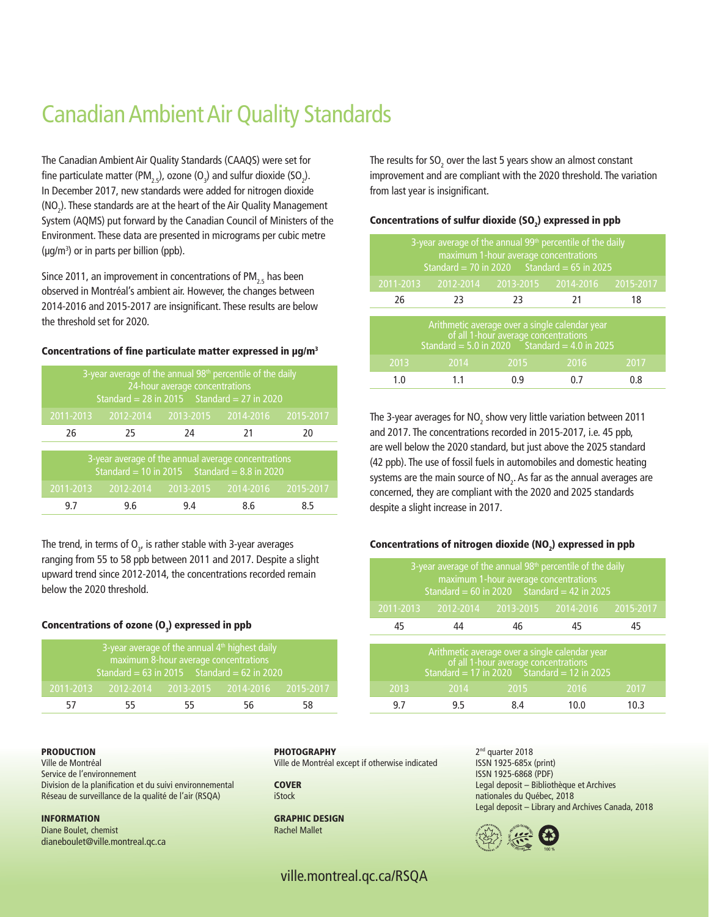# Canadian Ambient Air Quality Standards

The Canadian Ambient Air Quality Standards (CAAQS) were set for fine particulate matter ($PM_{2.5}$), ozone ($O_3$) and sulfur dioxide ($SO_2$). In December 2017, new standards were added for nitrogen dioxide ($NO_2$). These standards are at the heart of the Air Quality Management System (AQMS) put forward by the Canadian Council of Ministers of the Environment. These data are presented in micrograms per cubic metre (µg/m³) or in parts per billion (ppb).

Since 2011, an improvement in concentrations of $PM_{2.5}$ has been observed in Montréal's ambient air. However, the changes between 2014-2016 and 2015-2017 are insignificant. These results are below the threshold set for 2020.

**Concentrations of fine particulate matter expressed in µg/m³**

| 3-year average of the annual 98th percentile of the daily 24-hour average concentrations<br>Standard = 28 in 2015 Standard = 27 in 2020 | | | | |
|---|---|---|---|---|
| 2011-2013 | 2012-2014 | 2013-2015 | 2014-2016 | 2015-2017 |
| 26 | 25 | 24 | 21 | 20 |

| 3-year average of the annual average concentrations<br>Standard = 10 in 2015 Standard = 8.8 in 2020 | | | | |
|---|---|---|---|---|
| 2011-2013 | 2012-2014 | 2013-2015 | 2014-2016 | 2015-2017 |
| 9.7 | 9.6 | 9.4 | 8.6 | 8.5 |

The trend, in terms of $O_3$, is rather stable with 3-year averages ranging from 55 to 58 ppb between 2011 and 2017. Despite a slight upward trend since 2012-2014, the concentrations recorded remain below the 2020 threshold.

**Concentrations of ozone ($O_3$) expressed in ppb**

| 3-year average of the annual 4th highest daily maximum 8-hour average concentrations<br>Standard = 63 in 2015 Standard = 62 in 2020 | | | | |
|---|---|---|---|---|
| 2011-2013 | 2012-2014 | 2013-2015 | 2014-2016 | 2015-2017 |
| 57 | 55 | 55 | 56 | 58 |

The results for $SO_2$ over the last 5 years show an almost constant improvement and are compliant with the 2020 threshold. The variation from last year is insignificant.

**Concentrations of sulfur dioxide ($SO_2$) expressed in ppb**

| 3-year average of the annual 99th percentile of the daily maximum 1-hour average concentrations<br>Standard = 70 in 2020 Standard = 65 in 2025 | | | | |
|---|---|---|---|---|
| 2011-2013 | 2012-2014 | 2013-2015 | 2014-2016 | 2015-2017 |
| 26 | 23 | 23 | 21 | 18 |

| Arithmetic average over a single calendar year of all 1-hour average concentrations<br>Standard = 5.0 in 2020 Standard = 4.0 in 2025 | | | | |
|---|---|---|---|---|
| 2013 | 2014 | 2015 | 2016 | 2017 |
| 1.0 | 1.1 | 0.9 | 0.7 | 0.8 |

The 3-year averages for $NO_2$ show very little variation between 2011 and 2017. The concentrations recorded in 2015-2017, i.e. 45 ppb, are well below the 2020 standard, but just above the 2025 standard (42 ppb). The use of fossil fuels in automobiles and domestic heating systems are the main source of $NO_2$. As far as the annual averages are concerned, they are compliant with the 2020 and 2025 standards despite a slight increase in 2017.

**Concentrations of nitrogen dioxide ($NO_2$) expressed in ppb**

| 3-year average of the annual 98th percentile of the daily maximum 1-hour average concentrations<br>Standard = 60 in 2020 Standard = 42 in 2025 | | | | |
|---|---|---|---|---|
| 2011-2013 | 2012-2014 | 2013-2015 | 2014-2016 | 2015-2017 |
| 45 | 44 | 46 | 45 | 45 |

| Arithmetic average over a single calendar year of all 1-hour average concentrations<br>Standard = 17 in 2020 Standard = 12 in 2025 | | | | |
|---|---|---|---|---|
| 2013 | 2014 | 2015 | 2016 | 2017 |
| 9.7 | 9.5 | 8.4 | 10.0 | 10.3 |

**PRODUCTION**
Ville de Montréal
Service de l'environnement
Division de la planification et du suivi environnemental
Réseau de surveillance de la qualité de l'air (RSQA)

**INFORMATION**
Diane Boulet, chemist
dianeboulet@ville.montreal.qc.ca

**PHOTOGRAPHY**
Ville de Montréal except if otherwise indicated

**COVER**
iStock

**GRAPHIC DESIGN**
Rachel Mallet

2nd quarter 2018
ISSN 1925-685x (print)
ISSN 1925-6868 (PDF)
Legal deposit – Bibliothèque et Archives nationales du Québec, 2018
Legal deposit – Library and Archives Canada, 2018

ville.montreal.qc.ca/RSQA